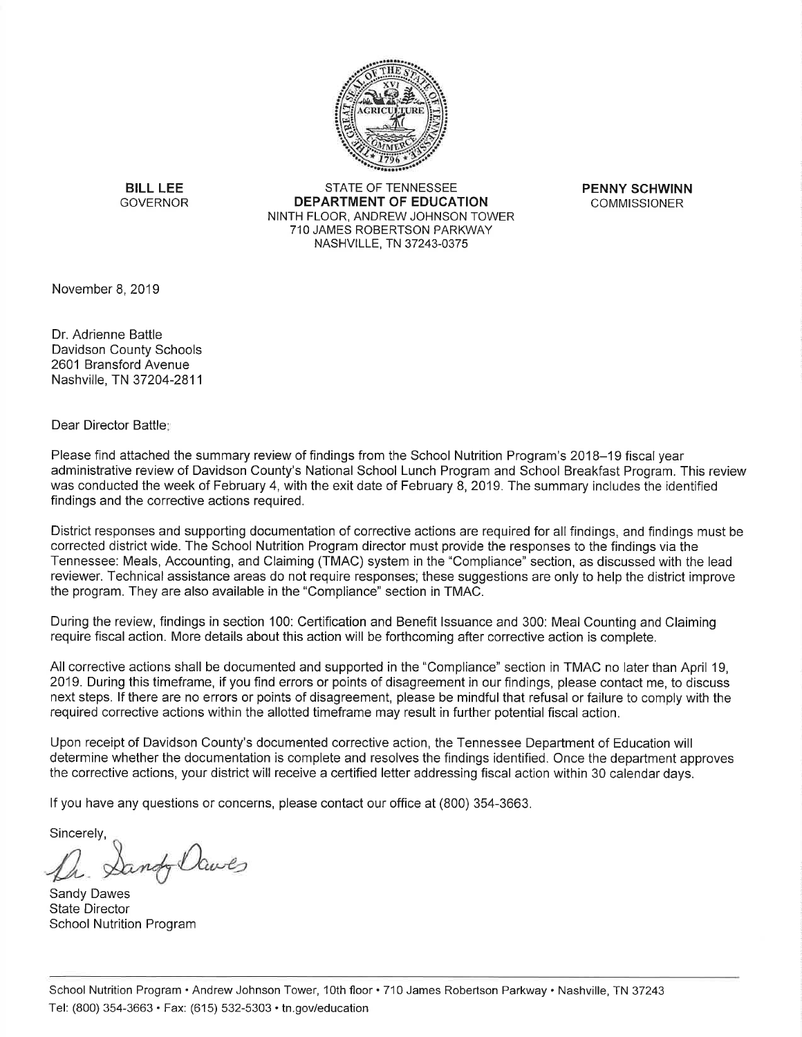**BILL LEE**
GOVERNOR

STATE OF TENNESSEE
**DEPARTMENT OF EDUCATION**
NINTH FLOOR, ANDREW JOHNSON TOWER
710 JAMES ROBERTSON PARKWAY
NASHVILLE, TN 37243-0375

**PENNY SCHWINN**
COMMISSIONER

November 8, 2019

Dr. Adrienne Battle
Davidson County Schools
2601 Bransford Avenue
Nashville, TN 37204-2811

Dear Director Battle:

Please find attached the summary review of findings from the School Nutrition Program's 2018–19 fiscal year administrative review of Davidson County's National School Lunch Program and School Breakfast Program. This review was conducted the week of February 4, with the exit date of February 8, 2019. The summary includes the identified findings and the corrective actions required.

District responses and supporting documentation of corrective actions are required for all findings, and findings must be corrected district wide. The School Nutrition Program director must provide the responses to the findings via the Tennessee: Meals, Accounting, and Claiming (TMAC) system in the "Compliance" section, as discussed with the lead reviewer. Technical assistance areas do not require responses; these suggestions are only to help the district improve the program. They are also available in the "Compliance" section in TMAC.

During the review, findings in section 100: Certification and Benefit Issuance and 300: Meal Counting and Claiming require fiscal action. More details about this action will be forthcoming after corrective action is complete.

All corrective actions shall be documented and supported in the "Compliance" section in TMAC no later than April 19, 2019. During this timeframe, if you find errors or points of disagreement in our findings, please contact me, to discuss next steps. If there are no errors or points of disagreement, please be mindful that refusal or failure to comply with the required corrective actions within the allotted timeframe may result in further potential fiscal action.

Upon receipt of Davidson County's documented corrective action, the Tennessee Department of Education will determine whether the documentation is complete and resolves the findings identified. Once the department approves the corrective actions, your district will receive a certified letter addressing fiscal action within 30 calendar days.

If you have any questions or concerns, please contact our office at (800) 354-3663.

Sincerely,

Dr. Sandy Dawes

Sandy Dawes
State Director
School Nutrition Program

School Nutrition Program • Andrew Johnson Tower, 10th floor • 710 James Robertson Parkway • Nashville, TN 37243
Tel: (800) 354-3663 • Fax: (615) 532-5303 • tn.gov/education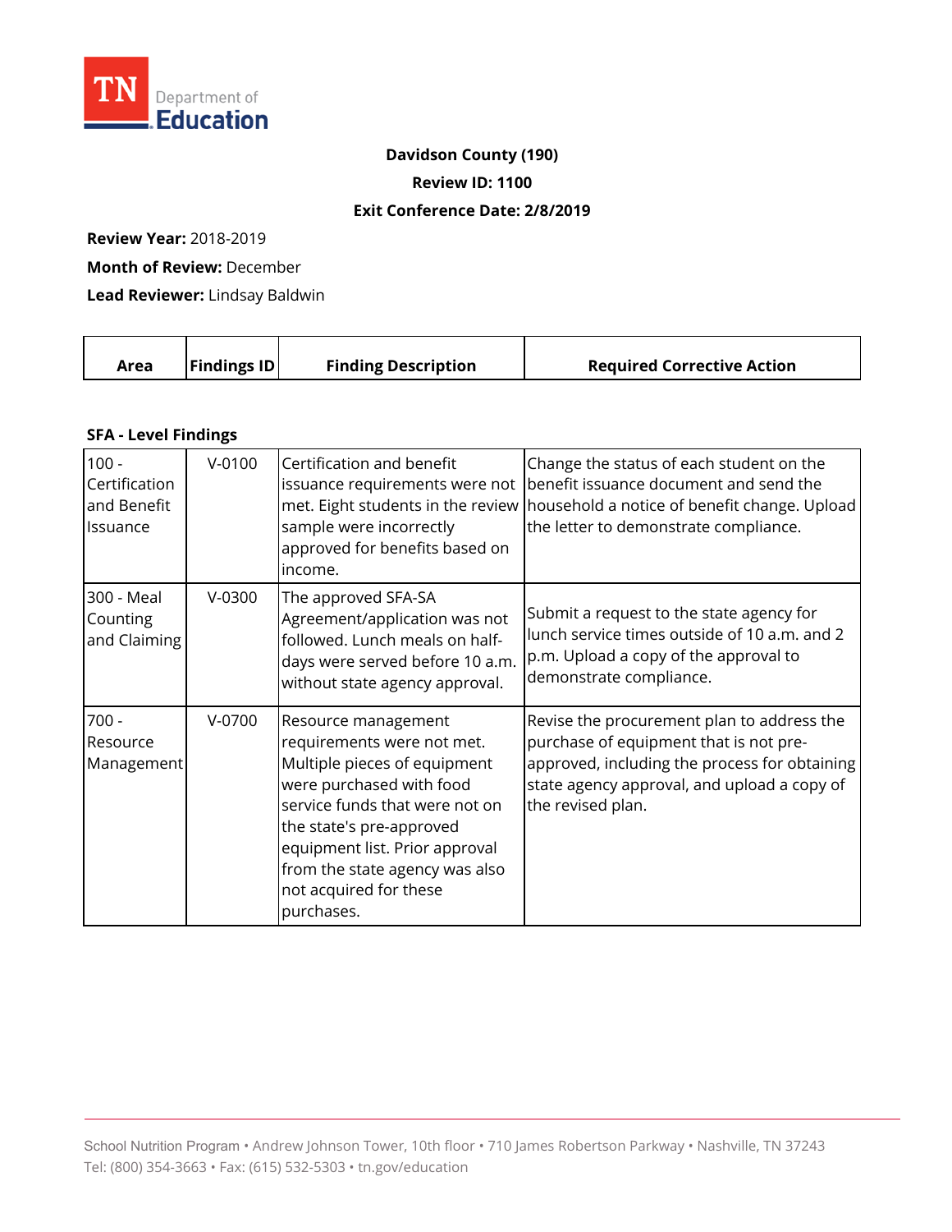TN Department of Education

**Davidson County (190)**

**Review ID: 1100**

**Exit Conference Date: 2/8/2019**

**Review Year:** 2018-2019

**Month of Review:** December

**Lead Reviewer:** Lindsay Baldwin

| Area | Findings ID | Finding Description | Required Corrective Action |
|---|---|---|---|
| **SFA - Level Findings** | | | |
| 100 - Certification and Benefit Issuance | V-0100 | Certification and benefit issuance requirements were not met. Eight students in the review sample were incorrectly approved for benefits based on income. | Change the status of each student on the benefit issuance document and send the household a notice of benefit change. Upload the letter to demonstrate compliance. |
| 300 - Meal Counting and Claiming | V-0300 | The approved SFA-SA Agreement/application was not followed. Lunch meals on half-days were served before 10 a.m. without state agency approval. | Submit a request to the state agency for lunch service times outside of 10 a.m. and 2 p.m. Upload a copy of the approval to demonstrate compliance. |
| 700 - Resource Management | V-0700 | Resource management requirements were not met. Multiple pieces of equipment were purchased with food service funds that were not on the state's pre-approved equipment list. Prior approval from the state agency was also not acquired for these purchases. | Revise the procurement plan to address the purchase of equipment that is not pre-approved, including the process for obtaining state agency approval, and upload a copy of the revised plan. |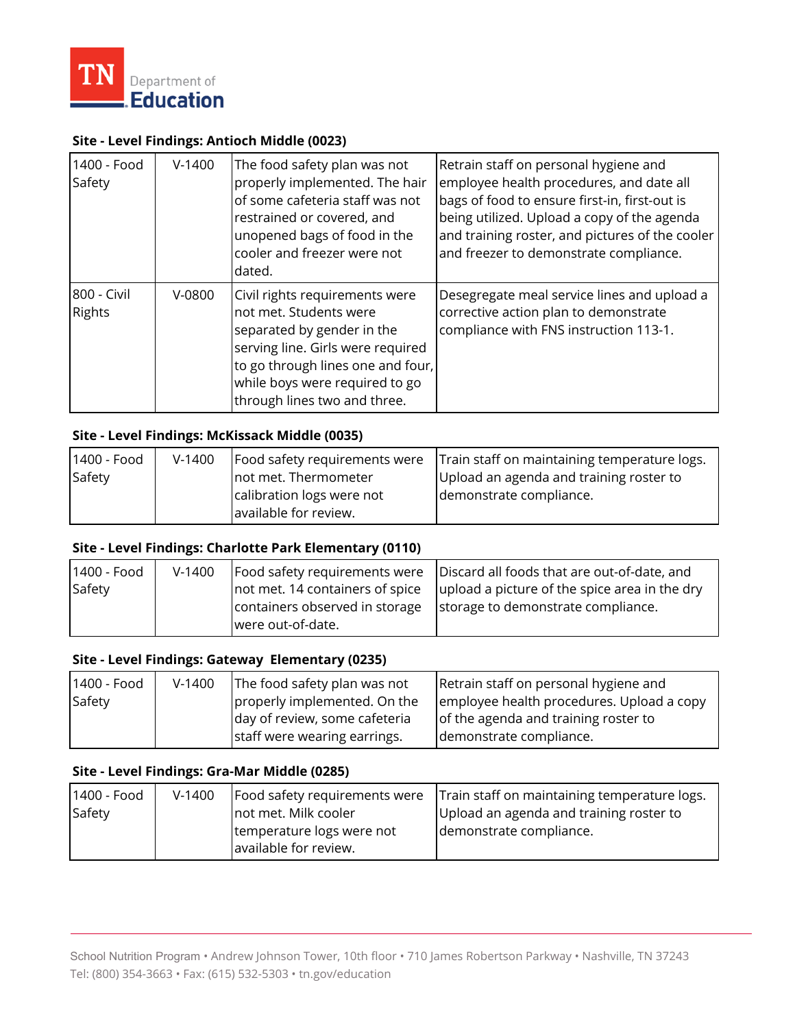**Site - Level Findings: Antioch Middle (0023)**

| | | | |
|---|---|---|---|
| 1400 - Food Safety | V-1400 | The food safety plan was not properly implemented. The hair of some cafeteria staff was not restrained or covered, and unopened bags of food in the cooler and freezer were not dated. | Retrain staff on personal hygiene and employee health procedures, and date all bags of food to ensure first-in, first-out is being utilized. Upload a copy of the agenda and training roster, and pictures of the cooler and freezer to demonstrate compliance. |
| 800 - Civil Rights | V-0800 | Civil rights requirements were not met. Students were separated by gender in the serving line. Girls were required to go through lines one and four, while boys were required to go through lines two and three. | Desegregate meal service lines and upload a corrective action plan to demonstrate compliance with FNS instruction 113-1. |

**Site - Level Findings: McKissack Middle (0035)**

| | | | |
|---|---|---|---|
| 1400 - Food Safety | V-1400 | Food safety requirements were not met. Thermometer calibration logs were not available for review. | Train staff on maintaining temperature logs. Upload an agenda and training roster to demonstrate compliance. |

**Site - Level Findings: Charlotte Park Elementary (0110)**

| | | | |
|---|---|---|---|
| 1400 - Food Safety | V-1400 | Food safety requirements were not met. 14 containers of spice containers observed in storage were out-of-date. | Discard all foods that are out-of-date, and upload a picture of the spice area in the dry storage to demonstrate compliance. |

**Site - Level Findings: Gateway Elementary (0235)**

| | | | |
|---|---|---|---|
| 1400 - Food Safety | V-1400 | The food safety plan was not properly implemented. On the day of review, some cafeteria staff were wearing earrings. | Retrain staff on personal hygiene and employee health procedures. Upload a copy of the agenda and training roster to demonstrate compliance. |

**Site - Level Findings: Gra-Mar Middle (0285)**

| | | | |
|---|---|---|---|
| 1400 - Food Safety | V-1400 | Food safety requirements were not met. Milk cooler temperature logs were not available for review. | Train staff on maintaining temperature logs. Upload an agenda and training roster to demonstrate compliance. |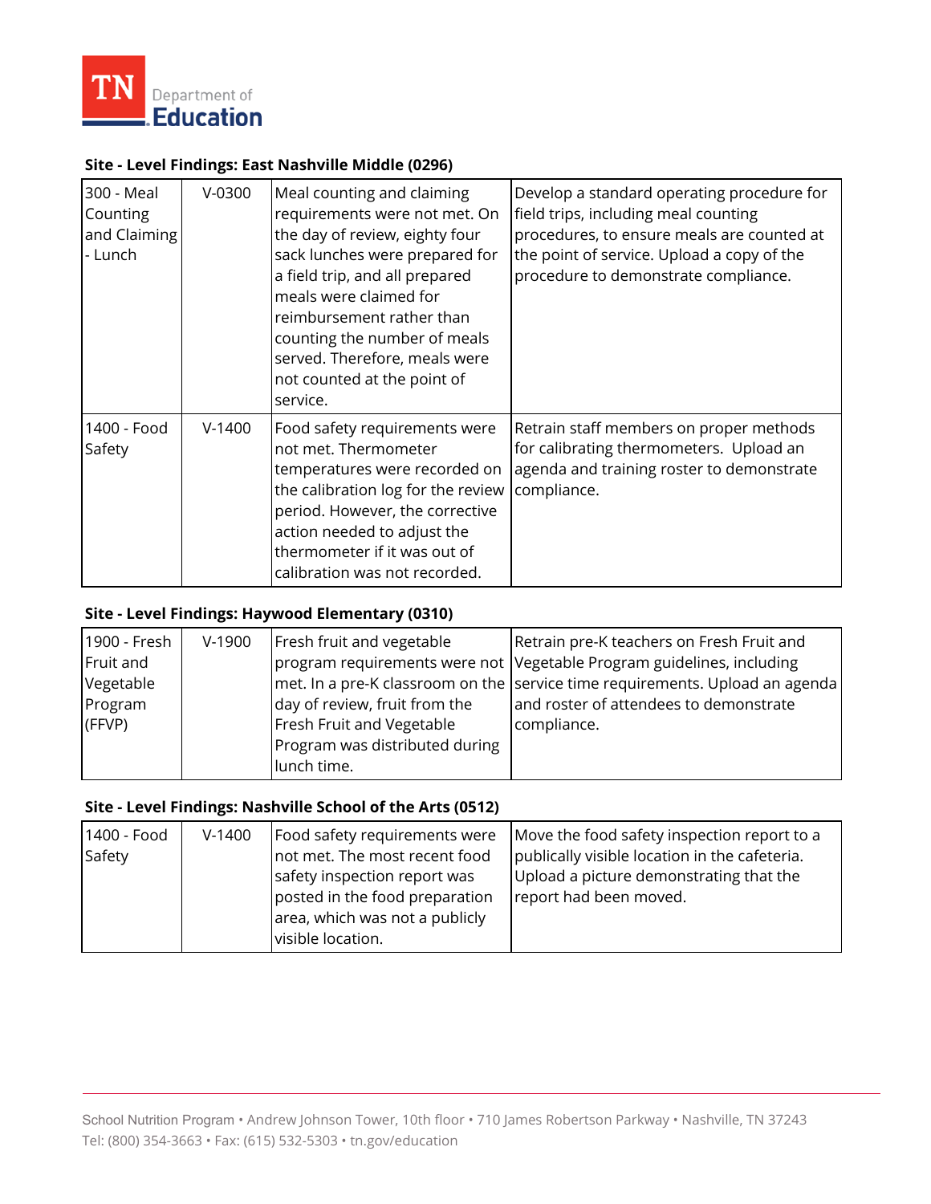**Site - Level Findings: East Nashville Middle (0296)**

| | | | |
|---|---|---|---|
| 300 - Meal Counting and Claiming - Lunch | V-0300 | Meal counting and claiming requirements were not met. On the day of review, eighty four sack lunches were prepared for a field trip, and all prepared meals were claimed for reimbursement rather than counting the number of meals served. Therefore, meals were not counted at the point of service. | Develop a standard operating procedure for field trips, including meal counting procedures, to ensure meals are counted at the point of service. Upload a copy of the procedure to demonstrate compliance. |
| 1400 - Food Safety | V-1400 | Food safety requirements were not met. Thermometer temperatures were recorded on the calibration log for the review period. However, the corrective action needed to adjust the thermometer if it was out of calibration was not recorded. | Retrain staff members on proper methods for calibrating thermometers. Upload an agenda and training roster to demonstrate compliance. |

**Site - Level Findings: Haywood Elementary (0310)**

| | | | |
|---|---|---|---|
| 1900 - Fresh Fruit and Vegetable Program (FFVP) | V-1900 | Fresh fruit and vegetable program requirements were not met. In a pre-K classroom on the day of review, fruit from the Fresh Fruit and Vegetable Program was distributed during lunch time. | Retrain pre-K teachers on Fresh Fruit and Vegetable Program guidelines, including service time requirements. Upload an agenda and roster of attendees to demonstrate compliance. |

**Site - Level Findings: Nashville School of the Arts (0512)**

| | | | |
|---|---|---|---|
| 1400 - Food Safety | V-1400 | Food safety requirements were not met. The most recent food safety inspection report was posted in the food preparation area, which was not a publicly visible location. | Move the food safety inspection report to a publically visible location in the cafeteria. Upload a picture demonstrating that the report had been moved. |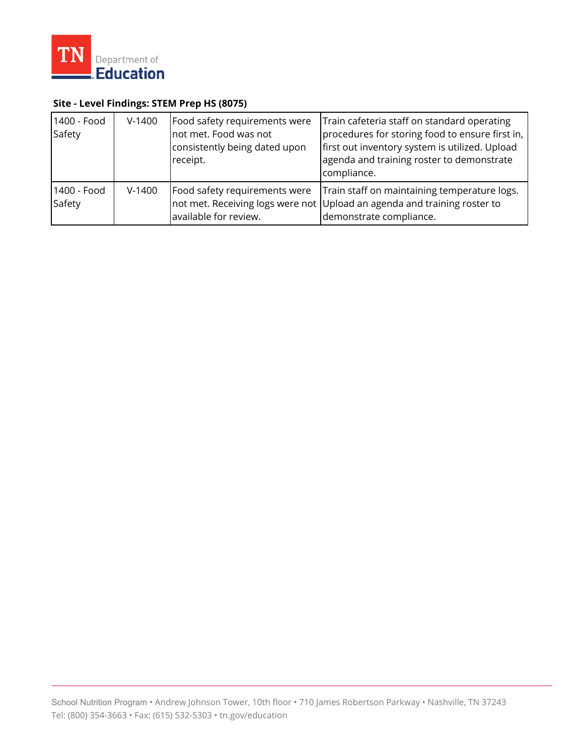**Site - Level Findings: STEM Prep HS (8075)**

| | | | |
|---|---|---|---|
| 1400 - Food Safety | V-1400 | Food safety requirements were not met. Food was not consistently being dated upon receipt. | Train cafeteria staff on standard operating procedures for storing food to ensure first in, first out inventory system is utilized. Upload agenda and training roster to demonstrate compliance. |
| 1400 - Food Safety | V-1400 | Food safety requirements were not met. Receiving logs were not available for review. | Train staff on maintaining temperature logs. Upload an agenda and training roster to demonstrate compliance. |